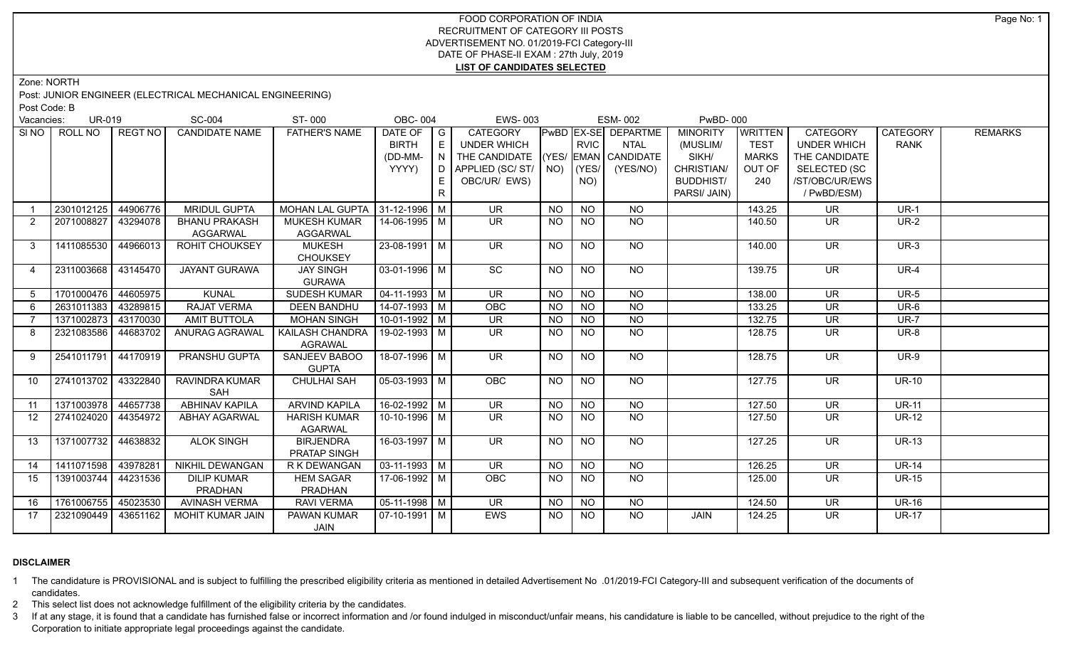FOOD CORPORATION OF INDIA
RECRUITMENT OF CATEGORY III POSTS
ADVERTISEMENT NO. 01/2019-FCI Category-III
DATE OF PHASE-II EXAM : 27th July, 2019
**LIST OF CANDIDATES SELECTED**

Zone: NORTH

Post: JUNIOR ENGINEER (ELECTRICAL MECHANICAL ENGINEERING)

Post Code: B

Vacancies: UR-019 SC-004 ST- 000 OBC- 004 EWS- 003 ESM- 002 PwBD- 000

| SI NO | ROLL NO | REGT NO | CANDIDATE NAME | FATHER'S NAME | DATE OF BIRTH (DD-MM-YYYY) | GENDER | CATEGORY UNDER WHICH THE CANDIDATE APPLIED (SC/ ST/ OBC/UR/ EWS) | PwBD (YES/ NO) | EX-SERVICEMAN (YES/ NO) | DEPARTMENTAL CANDIDATE (YES/NO) | MINORITY (MUSLIM/ SIKH/ CHRISTIAN/ BUDDHIST/ PARSI/ JAIN) | WRITTEN TEST MARKS OUT OF 240 | CATEGORY UNDER WHICH THE CANDIDATE SELECTED (SC /ST/OBC/UR/EWS / PwBD/ESM) | CATEGORY RANK | REMARKS |
|---|---|---|---|---|---|---|---|---|---|---|---|---|---|---|---|
| 1 | 2301012125 | 44906776 | MRIDUL GUPTA | MOHAN LAL GUPTA | 31-12-1996 | M | UR | NO | NO | NO | | 143.25 | UR | UR-1 | |
| 2 | 2071008827 | 43294078 | BHANU PRAKASH AGGARWAL | MUKESH KUMAR AGGARWAL | 14-06-1995 | M | UR | NO | NO | NO | | 140.50 | UR | UR-2 | |
| 3 | 1411085530 | 44966013 | ROHIT CHOUKSEY | MUKESH CHOUKSEY | 23-08-1991 | M | UR | NO | NO | NO | | 140.00 | UR | UR-3 | |
| 4 | 2311003668 | 43145470 | JAYANT GURAWA | JAY SINGH GURAWA | 03-01-1996 | M | SC | NO | NO | NO | | 139.75 | UR | UR-4 | |
| 5 | 1701000476 | 44605975 | KUNAL | SUDESH KUMAR | 04-11-1993 | M | UR | NO | NO | NO | | 138.00 | UR | UR-5 | |
| 6 | 2631011383 | 43289815 | RAJAT VERMA | DEEN BANDHU | 14-07-1993 | M | OBC | NO | NO | NO | | 133.25 | UR | UR-6 | |
| 7 | 1371002873 | 43170030 | AMIT BUTTOLA | MOHAN SINGH | 10-01-1992 | M | UR | NO | NO | NO | | 132.75 | UR | UR-7 | |
| 8 | 2321083586 | 44683702 | ANURAG AGRAWAL | KAILASH CHANDRA AGRAWAL | 19-02-1993 | M | UR | NO | NO | NO | | 128.75 | UR | UR-8 | |
| 9 | 2541011791 | 44170919 | PRANSHU GUPTA | SANJEEV BABOO GUPTA | 18-07-1996 | M | UR | NO | NO | NO | | 128.75 | UR | UR-9 | |
| 10 | 2741013702 | 43322840 | RAVINDRA KUMAR SAH | CHULHAI SAH | 05-03-1993 | M | OBC | NO | NO | NO | | 127.75 | UR | UR-10 | |
| 11 | 1371003978 | 44657738 | ABHINAV KAPILA | ARVIND KAPILA | 16-02-1992 | M | UR | NO | NO | NO | | 127.50 | UR | UR-11 | |
| 12 | 2741024020 | 44354972 | ABHAY AGARWAL | HARISH KUMAR AGARWAL | 10-10-1996 | M | UR | NO | NO | NO | | 127.50 | UR | UR-12 | |
| 13 | 1371007732 | 44638832 | ALOK SINGH | BIRJENDRA PRATAP SINGH | 16-03-1997 | M | UR | NO | NO | NO | | 127.25 | UR | UR-13 | |
| 14 | 1411071598 | 43978281 | NIKHIL DEWANGAN | R K DEWANGAN | 03-11-1993 | M | UR | NO | NO | NO | | 126.25 | UR | UR-14 | |
| 15 | 1391003744 | 44231536 | DILIP KUMAR PRADHAN | HEM SAGAR PRADHAN | 17-06-1992 | M | OBC | NO | NO | NO | | 125.00 | UR | UR-15 | |
| 16 | 1761006755 | 45023530 | AVINASH VERMA | RAVI VERMA | 05-11-1998 | M | UR | NO | NO | NO | | 124.50 | UR | UR-16 | |
| 17 | 2321090449 | 43651162 | MOHIT KUMAR JAIN | PAWAN KUMAR JAIN | 07-10-1991 | M | EWS | NO | NO | NO | JAIN | 124.25 | UR | UR-17 | |

**DISCLAIMER**

1 The candidature is PROVISIONAL and is subject to fulfilling the prescribed eligibility criteria as mentioned in detailed Advertisement No .01/2019-FCI Category-III and subsequent verification of the documents of candidates.

2 This select list does not acknowledge fulfillment of the eligibility criteria by the candidates.

3 If at any stage, it is found that a candidate has furnished false or incorrect information and /or found indulged in misconduct/unfair means, his candidature is liable to be cancelled, without prejudice to the right of the Corporation to initiate appropriate legal proceedings against the candidate.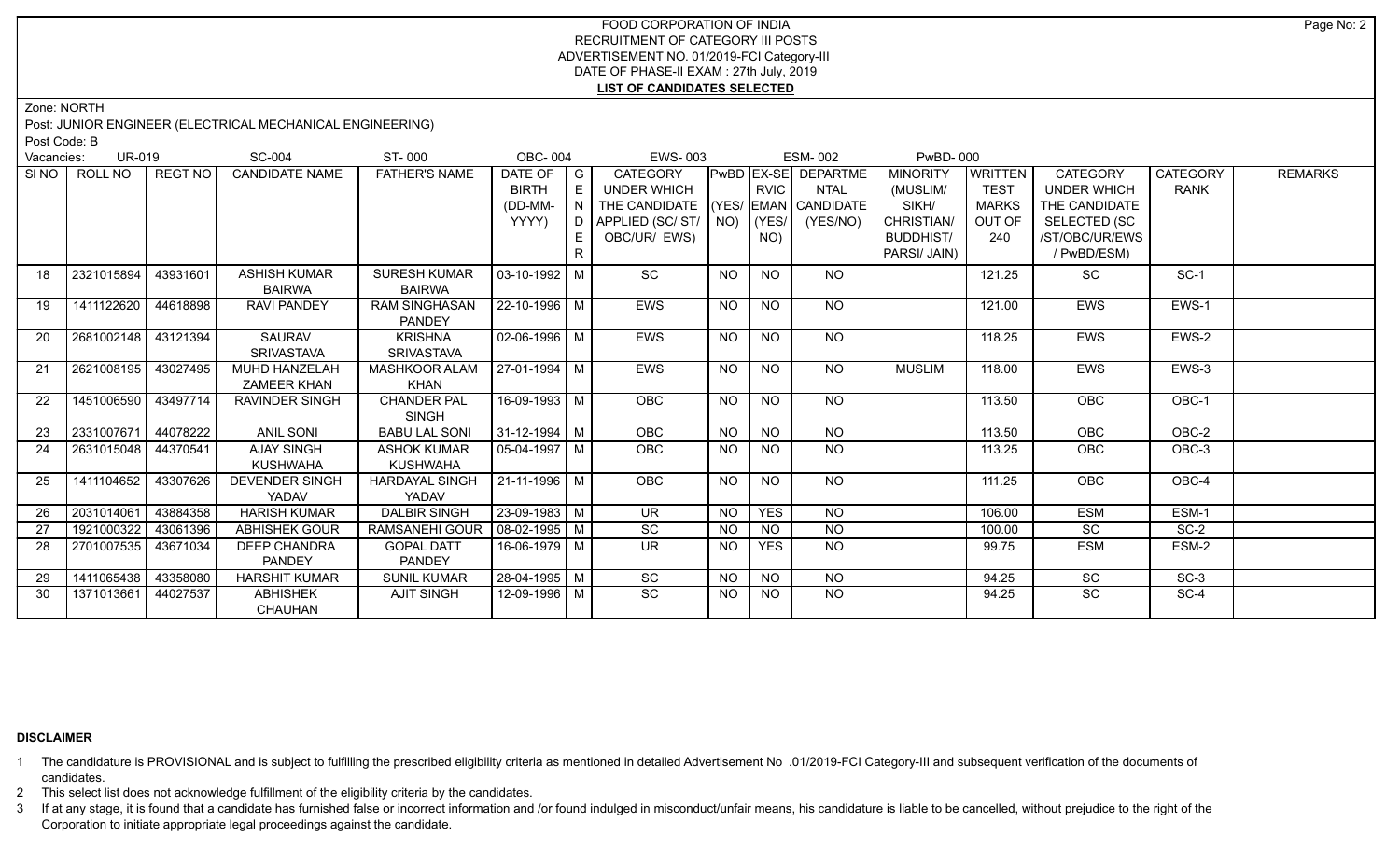FOOD CORPORATION OF INDIA
RECRUITMENT OF CATEGORY III POSTS
ADVERTISEMENT NO. 01/2019-FCI Category-III
DATE OF PHASE-II EXAM : 27th July, 2019
**LIST OF CANDIDATES SELECTED**

Zone: NORTH

Post: JUNIOR ENGINEER (ELECTRICAL MECHANICAL ENGINEERING)

Post Code: B

Vacancies: UR-019 SC-004 ST- 000 OBC- 004 EWS- 003 ESM- 002 PwBD- 000

| SI NO | ROLL NO | REGT NO | CANDIDATE NAME | FATHER'S NAME | DATE OF BIRTH (DD-MM-YYYY) | GENDER | CATEGORY UNDER WHICH THE CANDIDATE APPLIED (SC/ ST/ OBC/UR/ EWS) | PwBD (YES/ NO) | EX-SERVICEMAN (YES/ NO) | DEPARTMENTAL CANDIDATE (YES/NO) | MINORITY (MUSLIM/ SIKH/ CHRISTIAN/ BUDDHIST/ PARSI/ JAIN) | WRITTEN TEST MARKS OUT OF 240 | CATEGORY UNDER WHICH THE CANDIDATE SELECTED (SC /ST/OBC/UR/EWS / PwBD/ESM) | CATEGORY RANK | REMARKS |
|---|---|---|---|---|---|---|---|---|---|---|---|---|---|---|---|
| 18 | 2321015894 | 43931601 | ASHISH KUMAR BAIRWA | SURESH KUMAR BAIRWA | 03-10-1992 | M | SC | NO | NO | NO | | 121.25 | SC | SC-1 | |
| 19 | 1411122620 | 44618898 | RAVI PANDEY | RAM SINGHASAN PANDEY | 22-10-1996 | M | EWS | NO | NO | NO | | 121.00 | EWS | EWS-1 | |
| 20 | 2681002148 | 43121394 | SAURAV SRIVASTAVA | KRISHNA SRIVASTAVA | 02-06-1996 | M | EWS | NO | NO | NO | | 118.25 | EWS | EWS-2 | |
| 21 | 2621008195 | 43027495 | MUHD HANZELAH ZAMEER KHAN | MASHKOOR ALAM KHAN | 27-01-1994 | M | EWS | NO | NO | NO | MUSLIM | 118.00 | EWS | EWS-3 | |
| 22 | 1451006590 | 43497714 | RAVINDER SINGH | CHANDER PAL SINGH | 16-09-1993 | M | OBC | NO | NO | NO | | 113.50 | OBC | OBC-1 | |
| 23 | 2331007671 | 44078222 | ANIL SONI | BABU LAL SONI | 31-12-1994 | M | OBC | NO | NO | NO | | 113.50 | OBC | OBC-2 | |
| 24 | 2631015048 | 44370541 | AJAY SINGH KUSHWAHA | ASHOK KUMAR KUSHWAHA | 05-04-1997 | M | OBC | NO | NO | NO | | 113.25 | OBC | OBC-3 | |
| 25 | 1411104652 | 43307626 | DEVENDER SINGH YADAV | HARDAYAL SINGH YADAV | 21-11-1996 | M | OBC | NO | NO | NO | | 111.25 | OBC | OBC-4 | |
| 26 | 2031014061 | 43884358 | HARISH KUMAR | DALBIR SINGH | 23-09-1983 | M | UR | NO | YES | NO | | 106.00 | ESM | ESM-1 | |
| 27 | 1921000322 | 43061396 | ABHISHEK GOUR | RAMSANEHI GOUR | 08-02-1995 | M | SC | NO | NO | NO | | 100.00 | SC | SC-2 | |
| 28 | 2701007535 | 43671034 | DEEP CHANDRA PANDEY | GOPAL DATT PANDEY | 16-06-1979 | M | UR | NO | YES | NO | | 99.75 | ESM | ESM-2 | |
| 29 | 1411065438 | 43358080 | HARSHIT KUMAR | SUNIL KUMAR | 28-04-1995 | M | SC | NO | NO | NO | | 94.25 | SC | SC-3 | |
| 30 | 1371013661 | 44027537 | ABHISHEK CHAUHAN | AJIT SINGH | 12-09-1996 | M | SC | NO | NO | NO | | 94.25 | SC | SC-4 | |

**DISCLAIMER**

1. The candidature is PROVISIONAL and is subject to fulfilling the prescribed eligibility criteria as mentioned in detailed Advertisement No .01/2019-FCI Category-III and subsequent verification of the documents of candidates.
2. This select list does not acknowledge fulfillment of the eligibility criteria by the candidates.
3. If at any stage, it is found that a candidate has furnished false or incorrect information and /or found indulged in misconduct/unfair means, his candidature is liable to be cancelled, without prejudice to the right of the Corporation to initiate appropriate legal proceedings against the candidate.